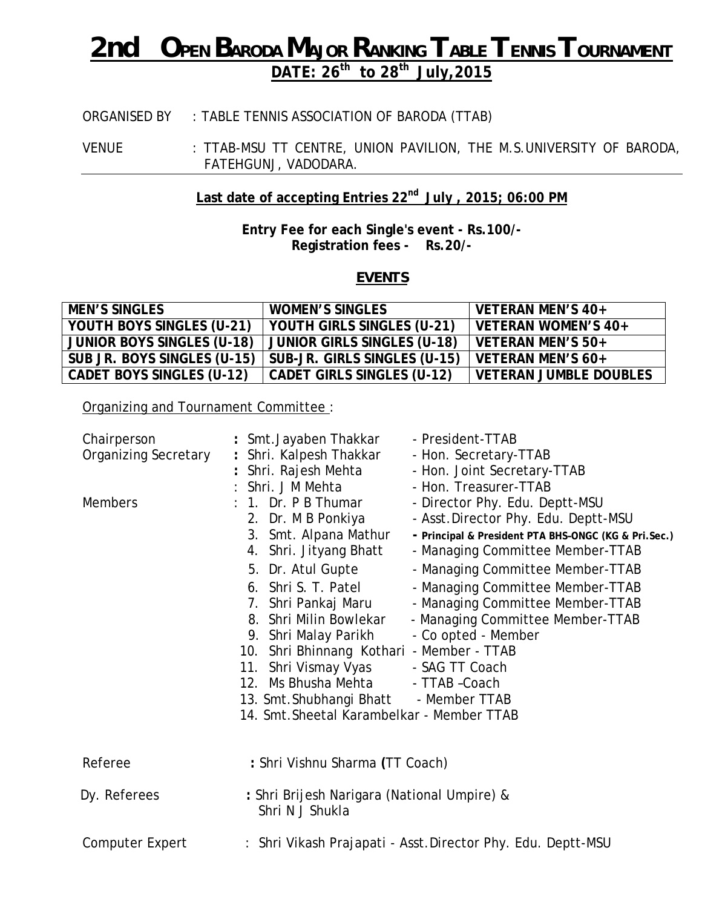# 2nd OPEN BARODA MAJOR RANKING TABLE TENNIS TOURNAMENT

**DATE: 26th to 28th July,2015**

ORGANISED BY : TABLE TENNIS ASSOCIATION OF BARODA (TTAB)

VENUE : TTAB-MSU TT CENTRE, UNION PAVILION, THE M.S.UNIVERSITY OF BARODA, FATEHGUNJ, VADODARA.

**Last date of accepting Entries 22nd July , 2015; 06:00 PM**

**Entry Fee for each Single's event - Rs.100/-**
**Registration fees - Rs.20/-**

## EVENTS

| | | |
|---|---|---|
| **MEN'S SINGLES** | **WOMEN'S SINGLES** | **VETERAN MEN'S 40+** |
| **YOUTH BOYS SINGLES (U-21)** | **YOUTH GIRLS SINGLES (U-21)** | **VETERAN WOMEN'S 40+** |
| **JUNIOR BOYS SINGLES (U-18)** | **JUNIOR GIRLS SINGLES (U-18)** | **VETERAN MEN'S 50+** |
| **SUB JR. BOYS SINGLES (U-15)** | **SUB-JR. GIRLS SINGLES (U-15)** | **VETERAN MEN'S 60+** |
| **CADET BOYS SINGLES (U-12)** | **CADET GIRLS SINGLES (U-12)** | **VETERAN JUMBLE DOUBLES** |

Organizing and Tournament Committee :

Chairperson : Smt.Jayaben Thakkar - President-TTAB

Organizing Secretary : Shri. Kalpesh Thakkar - Hon. Secretary-TTAB

: Shri. Rajesh Mehta - Hon. Joint Secretary-TTAB

: Shri. J M Mehta - Hon. Treasurer-TTAB

Members :
1. Dr. P B Thumar - Director Phy. Edu. Deptt-MSU
2. Dr. M B Ponkiya - Asst.Director Phy. Edu. Deptt-MSU
3. Smt. Alpana Mathur - Principal & President PTA BHS–ONGC (KG & Pri.Sec.)
4. Shri. Jityang Bhatt - Managing Committee Member-TTAB
5. Dr. Atul Gupte - Managing Committee Member-TTAB
6. Shri S. T. Patel - Managing Committee Member-TTAB
7. Shri Pankaj Maru - Managing Committee Member-TTAB
8. Shri Milin Bowlekar - Managing Committee Member-TTAB
9. Shri Malay Parikh - Co opted - Member
10. Shri Bhinnang Kothari - Member - TTAB
11. Shri Vismay Vyas - SAG TT Coach
12. Ms Bhusha Mehta - TTAB –Coach
13. Smt.Shubhangi Bhatt - Member TTAB
14. Smt.Sheetal Karambelkar - Member TTAB

Referee : Shri Vishnu Sharma (TT Coach)

Dy. Referees : Shri Brijesh Narigara (National Umpire) & Shri N J Shukla

Computer Expert : Shri Vikash Prajapati - Asst.Director Phy. Edu. Deptt-MSU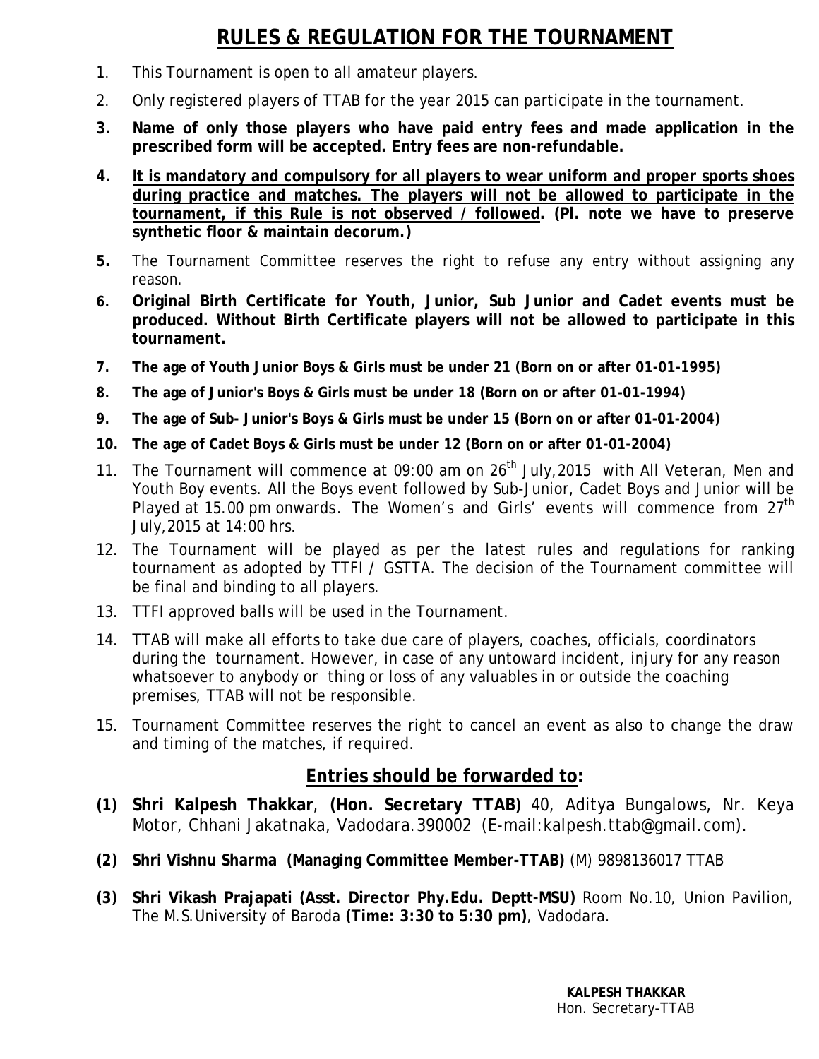# RULES & REGULATION FOR THE TOURNAMENT

1. This Tournament is open to all amateur players.
2. Only registered players of TTAB for the year 2015 can participate in the tournament.
3. **Name of only those players who have paid entry fees and made application in the prescribed form will be accepted. Entry fees are non-refundable.**
4. **<u>It is mandatory and compulsory for all players to wear uniform and proper sports shoes during practice and matches. The players will not be allowed to participate in the tournament, if this Rule is not observed / followed</u>. (Pl. note we have to preserve synthetic floor & maintain decorum.)**
5. The Tournament Committee reserves the right to refuse any entry without assigning any reason.
6. **Original Birth Certificate for Youth, Junior, Sub Junior and Cadet events must be produced. Without Birth Certificate players will not be allowed to participate in this tournament.**
7. **The age of Youth Junior Boys & Girls must be under 21 (Born on or after 01-01-1995)**
8. **The age of Junior's Boys & Girls must be under 18 (Born on or after 01-01-1994)**
9. **The age of Sub- Junior's Boys & Girls must be under 15 (Born on or after 01-01-2004)**
10. **The age of Cadet Boys & Girls must be under 12 (Born on or after 01-01-2004)**
11. The Tournament will commence at 09:00 am on 26th July,2015 with All Veteran, Men and Youth Boy events. All the Boys event followed by Sub-Junior, Cadet Boys and Junior will be Played at 15.00 pm onwards. The Women's and Girls' events will commence from 27th July,2015 at 14:00 hrs.
12. The Tournament will be played as per the latest rules and regulations for ranking tournament as adopted by TTFI / GSTTA. The decision of the Tournament committee will be final and binding to all players.
13. TTFI approved balls will be used in the Tournament.
14. TTAB will make all efforts to take due care of players, coaches, officials, coordinators during the tournament. However, in case of any untoward incident, injury for any reason whatsoever to anybody or thing or loss of any valuables in or outside the coaching premises, TTAB will not be responsible.
15. Tournament Committee reserves the right to cancel an event as also to change the draw and timing of the matches, if required.

## Entries should be forwarded to:

**(1) Shri Kalpesh Thakkar**, **(Hon. Secretary TTAB)** 40, Aditya Bungalows, Nr. Keya Motor, Chhani Jakatnaka, Vadodara.390002 (E-mail:kalpesh.ttab@gmail.com).

**(2) Shri Vishnu Sharma (Managing Committee Member-TTAB)** (M) 9898136017 TTAB

**(3) Shri Vikash Prajapati (Asst. Director Phy.Edu. Deptt-MSU)** Room No.10, Union Pavilion, The M.S.University of Baroda **(Time: 3:30 to 5:30 pm)**, Vadodara.

**KALPESH THAKKAR**
Hon. Secretary-TTAB